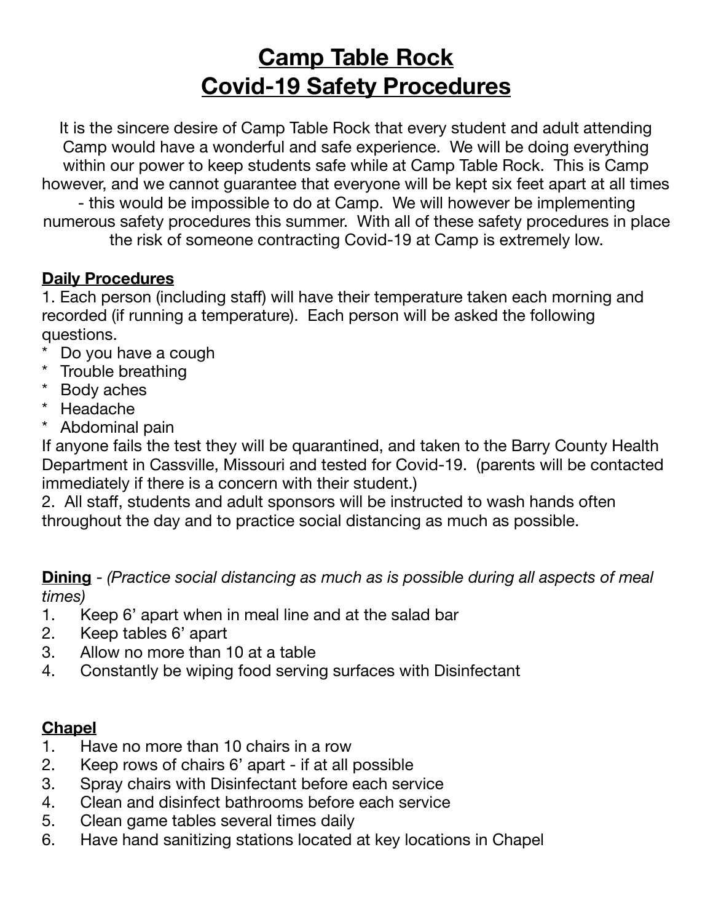# Camp Table Rock
# Covid-19 Safety Procedures

It is the sincere desire of Camp Table Rock that every student and adult attending Camp would have a wonderful and safe experience. We will be doing everything within our power to keep students safe while at Camp Table Rock. This is Camp however, and we cannot guarantee that everyone will be kept six feet apart at all times - this would be impossible to do at Camp. We will however be implementing numerous safety procedures this summer. With all of these safety procedures in place the risk of someone contracting Covid-19 at Camp is extremely low.

**Daily Procedures**

1. Each person (including staff) will have their temperature taken each morning and recorded (if running a temperature). Each person will be asked the following questions.
   * Do you have a cough
   * Trouble breathing
   * Body aches
   * Headache
   * Abdominal pain

   If anyone fails the test they will be quarantined, and taken to the Barry County Health Department in Cassville, Missouri and tested for Covid-19. (parents will be contacted immediately if there is a concern with their student.)
2. All staff, students and adult sponsors will be instructed to wash hands often throughout the day and to practice social distancing as much as possible.

**Dining** - *(Practice social distancing as much as is possible during all aspects of meal times)*

1. Keep 6' apart when in meal line and at the salad bar
2. Keep tables 6' apart
3. Allow no more than 10 at a table
4. Constantly be wiping food serving surfaces with Disinfectant

**Chapel**

1. Have no more than 10 chairs in a row
2. Keep rows of chairs 6' apart - if at all possible
3. Spray chairs with Disinfectant before each service
4. Clean and disinfect bathrooms before each service
5. Clean game tables several times daily
6. Have hand sanitizing stations located at key locations in Chapel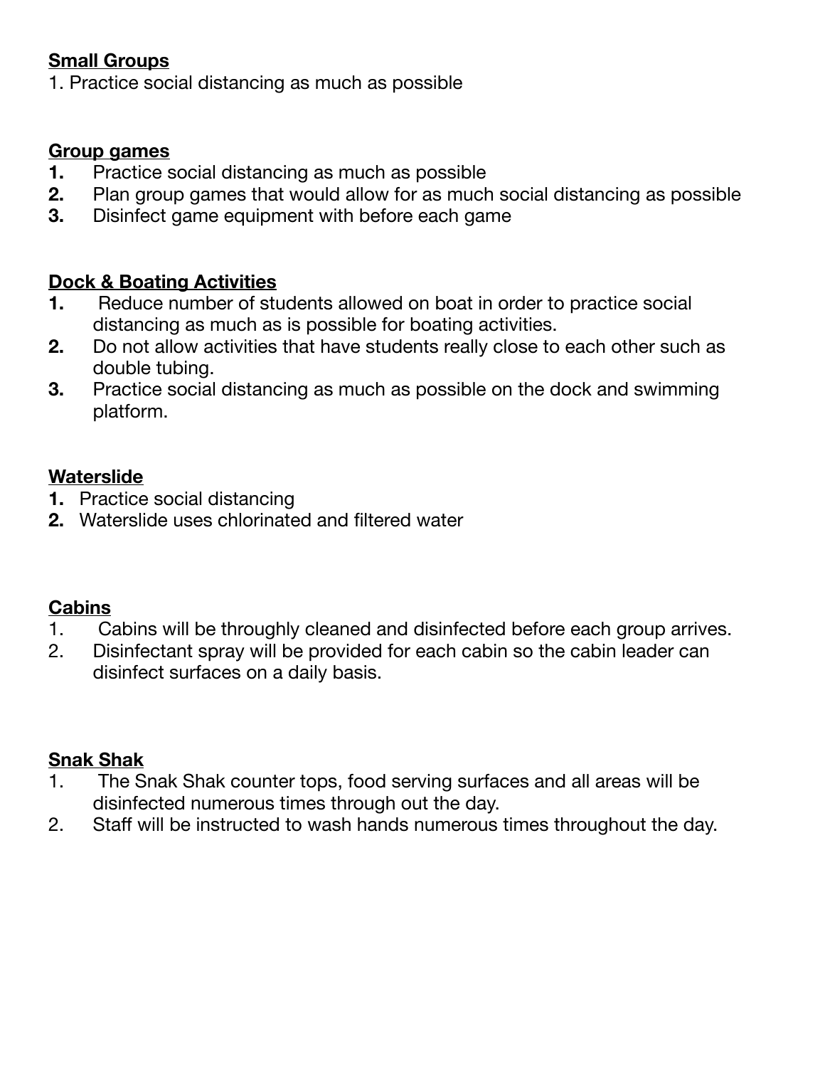**Small Groups**

1. Practice social distancing as much as possible

**Group games**

1. Practice social distancing as much as possible
2. Plan group games that would allow for as much social distancing as possible
3. Disinfect game equipment with before each game

**Dock & Boating Activities**

1. Reduce number of students allowed on boat in order to practice social distancing as much as is possible for boating activities.
2. Do not allow activities that have students really close to each other such as double tubing.
3. Practice social distancing as much as possible on the dock and swimming platform.

**Waterslide**

1. Practice social distancing
2. Waterslide uses chlorinated and filtered water

**Cabins**

1. Cabins will be throughly cleaned and disinfected before each group arrives.
2. Disinfectant spray will be provided for each cabin so the cabin leader can disinfect surfaces on a daily basis.

**Snak Shak**

1. The Snak Shak counter tops, food serving surfaces and all areas will be disinfected numerous times through out the day.
2. Staff will be instructed to wash hands numerous times throughout the day.